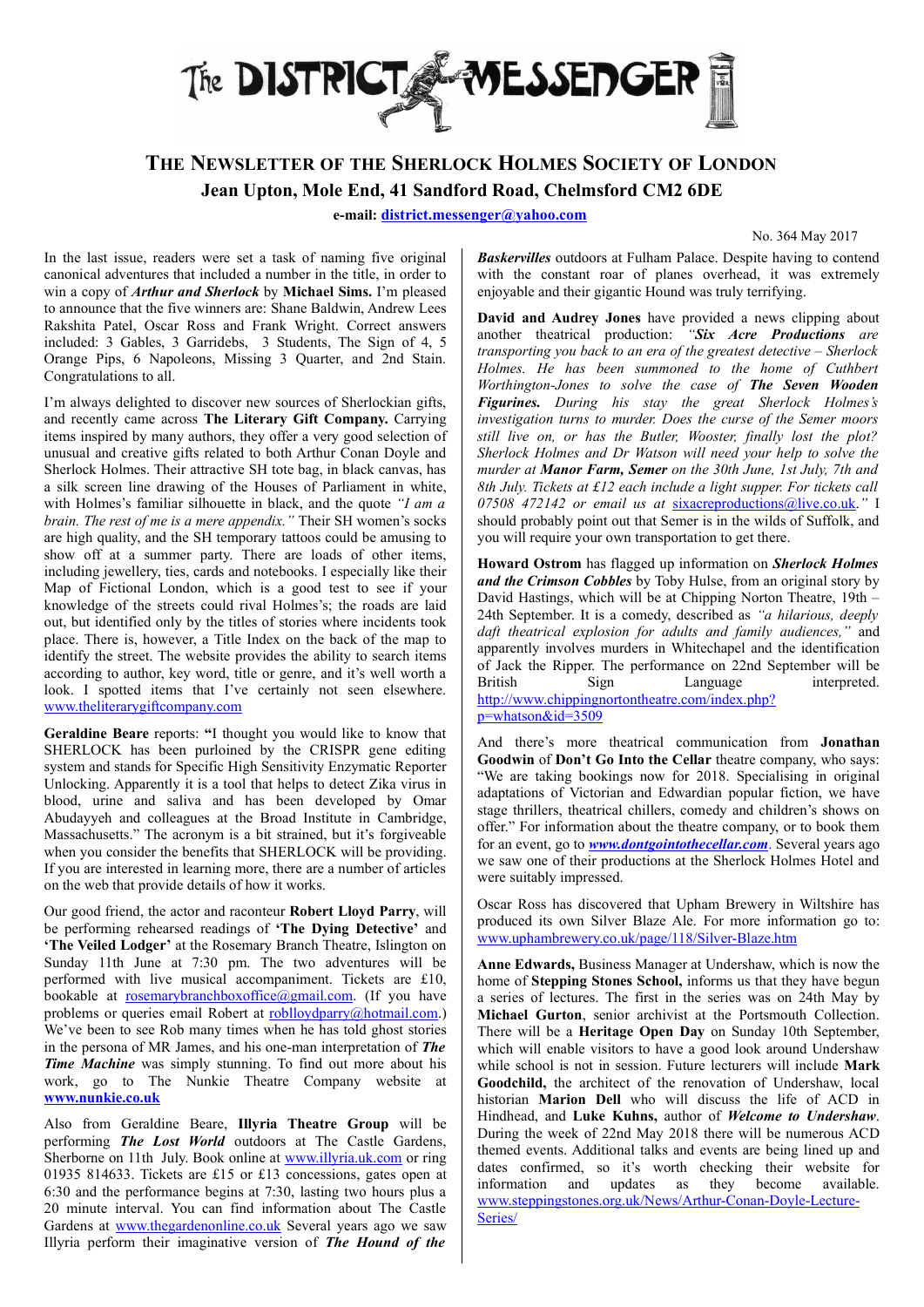# The DISTRICT MESSENGER

## THE NEWSLETTER OF THE SHERLOCK HOLMES SOCIETY OF LONDON

**Jean Upton, Mole End, 41 Sandford Road, Chelmsford CM2 6DE**

**e-mail: district.messenger@yahoo.com**

No. 364 May 2017

In the last issue, readers were set a task of naming five original canonical adventures that included a number in the title, in order to win a copy of ***Arthur and Sherlock*** by **Michael Sims.** I'm pleased to announce that the five winners are: Shane Baldwin, Andrew Lees Rakshita Patel, Oscar Ross and Frank Wright. Correct answers included: 3 Gables, 3 Garridebs, 3 Students, The Sign of 4, 5 Orange Pips, 6 Napoleons, Missing 3 Quarter, and 2nd Stain. Congratulations to all.

I'm always delighted to discover new sources of Sherlockian gifts, and recently came across **The Literary Gift Company.** Carrying items inspired by many authors, they offer a very good selection of unusual and creative gifts related to both Arthur Conan Doyle and Sherlock Holmes. Their attractive SH tote bag, in black canvas, has a silk screen line drawing of the Houses of Parliament in white, with Holmes's familiar silhouette in black, and the quote *"I am a brain. The rest of me is a mere appendix."* Their SH women's socks are high quality, and the SH temporary tattoos could be amusing to show off at a summer party. There are loads of other items, including jewellery, ties, cards and notebooks. I especially like their Map of Fictional London, which is a good test to see if your knowledge of the streets could rival Holmes's; the roads are laid out, but identified only by the titles of stories where incidents took place. There is, however, a Title Index on the back of the map to identify the street. The website provides the ability to search items according to author, key word, title or genre, and it's well worth a look. I spotted items that I've certainly not seen elsewhere. www.theliterarygiftcompany.com

**Geraldine Beare** reports: **"**I thought you would like to know that SHERLOCK has been purloined by the CRISPR gene editing system and stands for Specific High Sensitivity Enzymatic Reporter Unlocking. Apparently it is a tool that helps to detect Zika virus in blood, urine and saliva and has been developed by Omar Abudayyeh and colleagues at the Broad Institute in Cambridge, Massachusetts." The acronym is a bit strained, but it's forgiveable when you consider the benefits that SHERLOCK will be providing. If you are interested in learning more, there are a number of articles on the web that provide details of how it works.

Our good friend, the actor and raconteur **Robert Lloyd Parry**, will be performing rehearsed readings of **'The Dying Detective'** and **'The Veiled Lodger'** at the Rosemary Branch Theatre, Islington on Sunday 11th June at 7:30 pm. The two adventures will be performed with live musical accompaniment. Tickets are £10, bookable at rosemarybranchboxoffice@gmail.com. (If you have problems or queries email Robert at roblloydparry@hotmail.com.) We've been to see Rob many times when he has told ghost stories in the persona of MR James, and his one-man interpretation of ***The Time Machine*** was simply stunning. To find out more about his work, go to The Nunkie Theatre Company website at **www.nunkie.co.uk**

Also from Geraldine Beare, **Illyria Theatre Group** will be performing ***The Lost World*** outdoors at The Castle Gardens, Sherborne on 11th July. Book online at www.illyria.uk.com or ring 01935 814633. Tickets are £15 or £13 concessions, gates open at 6:30 and the performance begins at 7:30, lasting two hours plus a 20 minute interval. You can find information about The Castle Gardens at www.thegardenonline.co.uk Several years ago we saw Illyria perform their imaginative version of ***The Hound of the Baskervilles*** outdoors at Fulham Palace. Despite having to contend with the constant roar of planes overhead, it was extremely enjoyable and their gigantic Hound was truly terrifying.

**David and Audrey Jones** have provided a news clipping about another theatrical production: *"**Six Acre Productions** are transporting you back to an era of the greatest detective – Sherlock Holmes. He has been summoned to the home of Cuthbert Worthington-Jones to solve the case of **The Seven Wooden Figurines.** During his stay the great Sherlock Holmes's investigation turns to murder. Does the curse of the Semer moors still live on, or has the Butler, Wooster, finally lost the plot? Sherlock Holmes and Dr Watson will need your help to solve the murder at **Manor Farm, Semer** on the 30th June, 1st July, 7th and 8th July. Tickets at £12 each include a light supper. For tickets call 07508 472142 or email us at* sixacreproductions@live.co.uk*."* I should probably point out that Semer is in the wilds of Suffolk, and you will require your own transportation to get there.

**Howard Ostrom** has flagged up information on ***Sherlock Holmes and the Crimson Cobbles*** by Toby Hulse, from an original story by David Hastings, which will be at Chipping Norton Theatre, 19th – 24th September. It is a comedy, described as *"a hilarious, deeply daft theatrical explosion for adults and family audiences,"* and apparently involves murders in Whitechapel and the identification of Jack the Ripper. The performance on 22nd September will be British Sign Language interpreted. http://www.chippingnortontheatre.com/index.php?p=whatson&id=3509

And there's more theatrical communication from **Jonathan Goodwin** of **Don't Go Into the Cellar** theatre company, who says: "We are taking bookings now for 2018. Specialising in original adaptations of Victorian and Edwardian popular fiction, we have stage thrillers, theatrical chillers, comedy and children's shows on offer." For information about the theatre company, or to book them for an event, go to ***www.dontgointothecellar.com***. Several years ago we saw one of their productions at the Sherlock Holmes Hotel and were suitably impressed.

Oscar Ross has discovered that Upham Brewery in Wiltshire has produced its own Silver Blaze Ale. For more information go to: www.uphambrewery.co.uk/page/118/Silver-Blaze.htm

**Anne Edwards,** Business Manager at Undershaw, which is now the home of **Stepping Stones School,** informs us that they have begun a series of lectures. The first in the series was on 24th May by **Michael Gurton**, senior archivist at the Portsmouth Collection. There will be a **Heritage Open Day** on Sunday 10th September, which will enable visitors to have a good look around Undershaw while school is not in session. Future lecturers will include **Mark Goodchild,** the architect of the renovation of Undershaw, local historian **Marion Dell** who will discuss the life of ACD in Hindhead, and **Luke Kuhns,** author of ***Welcome to Undershaw***. During the week of 22nd May 2018 there will be numerous ACD themed events. Additional talks and events are being lined up and dates confirmed, so it's worth checking their website for information and updates as they become available. www.steppingstones.org.uk/News/Arthur-Conan-Doyle-Lecture-Series/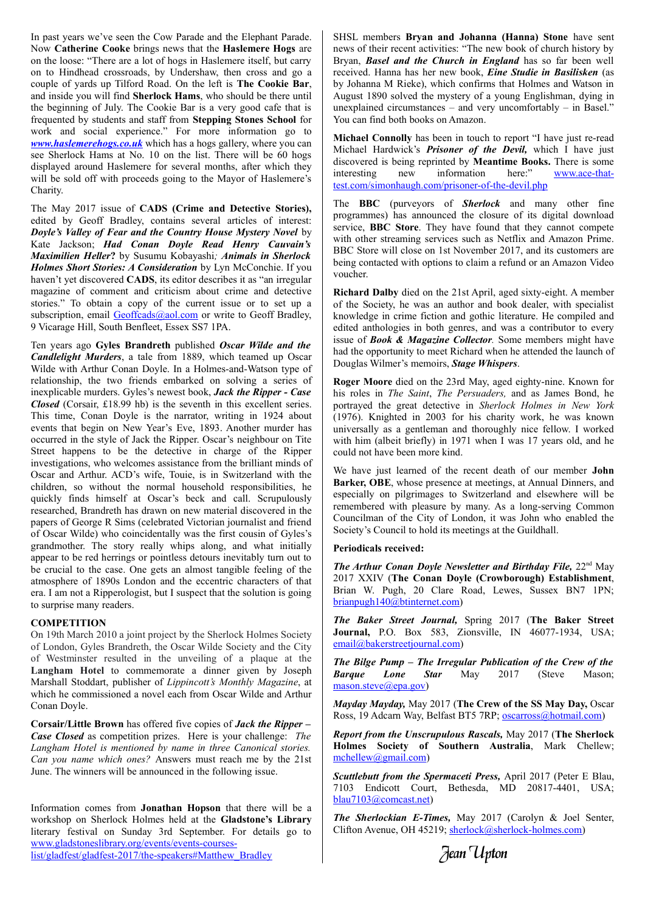In past years we've seen the Cow Parade and the Elephant Parade. Now **Catherine Cooke** brings news that the **Haslemere Hogs** are on the loose: "There are a lot of hogs in Haslemere itself, but carry on to Hindhead crossroads, by Undershaw, then cross and go a couple of yards up Tilford Road. On the left is **The Cookie Bar**, and inside you will find **Sherlock Hams**, who should be there until the beginning of July. The Cookie Bar is a very good cafe that is frequented by students and staff from **Stepping Stones School** for work and social experience." For more information go to ***www.haslemerehogs.co.uk*** which has a hogs gallery, where you can see Sherlock Hams at No. 10 on the list. There will be 60 hogs displayed around Haslemere for several months, after which they will be sold off with proceeds going to the Mayor of Haslemere's Charity.

The May 2017 issue of **CADS (Crime and Detective Stories),** edited by Geoff Bradley, contains several articles of interest: ***Doyle's Valley of Fear and the Country House Mystery Novel*** by Kate Jackson; ***Had Conan Doyle Read Henry Cauvain's Maximilien Heller?*** by Susumu Kobayashi*;* ***Animals in Sherlock Holmes Short Stories: A Consideration*** by Lyn McConchie. If you haven't yet discovered **CADS**, its editor describes it as "an irregular magazine of comment and criticism about crime and detective stories." To obtain a copy of the current issue or to set up a subscription, email Geoffcads@aol.com or write to Geoff Bradley, 9 Vicarage Hill, South Benfleet, Essex SS7 1PA.

Ten years ago **Gyles Brandreth** published ***Oscar Wilde and the Candlelight Murders***, a tale from 1889, which teamed up Oscar Wilde with Arthur Conan Doyle. In a Holmes-and-Watson type of relationship, the two friends embarked on solving a series of inexplicable murders. Gyles's newest book, ***Jack the Ripper - Case Closed*** (Corsair, £18.99 hb) is the seventh in this excellent series. This time, Conan Doyle is the narrator, writing in 1924 about events that begin on New Year's Eve, 1893. Another murder has occurred in the style of Jack the Ripper. Oscar's neighbour on Tite Street happens to be the detective in charge of the Ripper investigations, who welcomes assistance from the brilliant minds of Oscar and Arthur. ACD's wife, Touie, is in Switzerland with the children, so without the normal household responsibilities, he quickly finds himself at Oscar's beck and call. Scrupulously researched, Brandreth has drawn on new material discovered in the papers of George R Sims (celebrated Victorian journalist and friend of Oscar Wilde) who coincidentally was the first cousin of Gyles's grandmother. The story really whips along, and what initially appear to be red herrings or pointless detours inevitably turn out to be crucial to the case. One gets an almost tangible feeling of the atmosphere of 1890s London and the eccentric characters of that era. I am not a Ripperologist, but I suspect that the solution is going to surprise many readers.

**COMPETITION**

On 19th March 2010 a joint project by the Sherlock Holmes Society of London, Gyles Brandreth, the Oscar Wilde Society and the City of Westminster resulted in the unveiling of a plaque at the **Langham Hotel** to commemorate a dinner given by Joseph Marshall Stoddart, publisher of *Lippincott's Monthly Magazine*, at which he commissioned a novel each from Oscar Wilde and Arthur Conan Doyle.

**Corsair/Little Brown** has offered five copies of ***Jack the Ripper – Case Closed*** as competition prizes. Here is your challenge: *The Langham Hotel is mentioned by name in three Canonical stories. Can you name which ones?* Answers must reach me by the 21st June. The winners will be announced in the following issue.

Information comes from **Jonathan Hopson** that there will be a workshop on Sherlock Holmes held at the **Gladstone's Library** literary festival on Sunday 3rd September. For details go to www.gladstoneslibrary.org/events/events-courses-list/gladfest/gladfest-2017/the-speakers#Matthew_Bradley

SHSL members **Bryan and Johanna (Hanna) Stone** have sent news of their recent activities: "The new book of church history by Bryan, ***Basel and the Church in England*** has so far been well received. Hanna has her new book, ***Eine Studie in Basilisken*** (as by Johanna M Rieke), which confirms that Holmes and Watson in August 1890 solved the mystery of a young Englishman, dying in unexplained circumstances – and very uncomfortably – in Basel." You can find both books on Amazon.

**Michael Connolly** has been in touch to report "I have just re-read Michael Hardwick's ***Prisoner of the Devil,*** which I have just discovered is being reprinted by **Meantime Books.** There is some interesting new information here:" www.ace-that-test.com/simonhaugh.com/prisoner-of-the-devil.php

The **BBC** (purveyors of ***Sherlock*** and many other fine programmes) has announced the closure of its digital download service, **BBC Store**. They have found that they cannot compete with other streaming services such as Netflix and Amazon Prime. BBC Store will close on 1st November 2017, and its customers are being contacted with options to claim a refund or an Amazon Video voucher.

**Richard Dalby** died on the 21st April, aged sixty-eight. A member of the Society, he was an author and book dealer, with specialist knowledge in crime fiction and gothic literature. He compiled and edited anthologies in both genres, and was a contributor to every issue of ***Book & Magazine Collector****.* Some members might have had the opportunity to meet Richard when he attended the launch of Douglas Wilmer's memoirs, ***Stage Whispers***.

**Roger Moore** died on the 23rd May, aged eighty-nine. Known for his roles in *The Saint*, *The Persuaders,* and as James Bond, he portrayed the great detective in *Sherlock Holmes in New York* (1976). Knighted in 2003 for his charity work, he was known universally as a gentleman and thoroughly nice fellow. I worked with him (albeit briefly) in 1971 when I was 17 years old, and he could not have been more kind.

We have just learned of the recent death of our member **John Barker, OBE**, whose presence at meetings, at Annual Dinners, and especially on pilgrimages to Switzerland and elsewhere will be remembered with pleasure by many. As a long-serving Common Councilman of the City of London, it was John who enabled the Society's Council to hold its meetings at the Guildhall.

**Periodicals received:**

***The Arthur Conan Doyle Newsletter and Birthday File,*** 22nd May 2017 XXIV (**The Conan Doyle (Crowborough) Establishment**, Brian W. Pugh, 20 Clare Road, Lewes, Sussex BN7 1PN; brianpugh140@btinternet.com)

***The Baker Street Journal,*** Spring 2017 (**The Baker Street Journal,** P.O. Box 583, Zionsville, IN 46077-1934, USA; email@bakerstreetjournal.com)

***The Bilge Pump – The Irregular Publication of the Crew of the Barque Lone Star*** May 2017 (Steve Mason; mason.steve@epa.gov)

***Mayday Mayday,*** May 2017 (**The Crew of the SS May Day,** Oscar Ross, 19 Adcarn Way, Belfast BT5 7RP; oscarross@hotmail.com)

***Report from the Unscrupulous Rascals,*** May 2017 (**The Sherlock Holmes Society of Southern Australia**, Mark Chellew; mchellew@gmail.com)

***Scuttlebutt from the Spermaceti Press,*** April 2017 (Peter E Blau, 7103 Endicott Court, Bethesda, MD 20817-4401, USA; blau7103@comcast.net)

***The Sherlockian E-Times,*** May 2017 (Carolyn & Joel Senter, Clifton Avenue, OH 45219; sherlock@sherlock-holmes.com)

*Jean Upton*